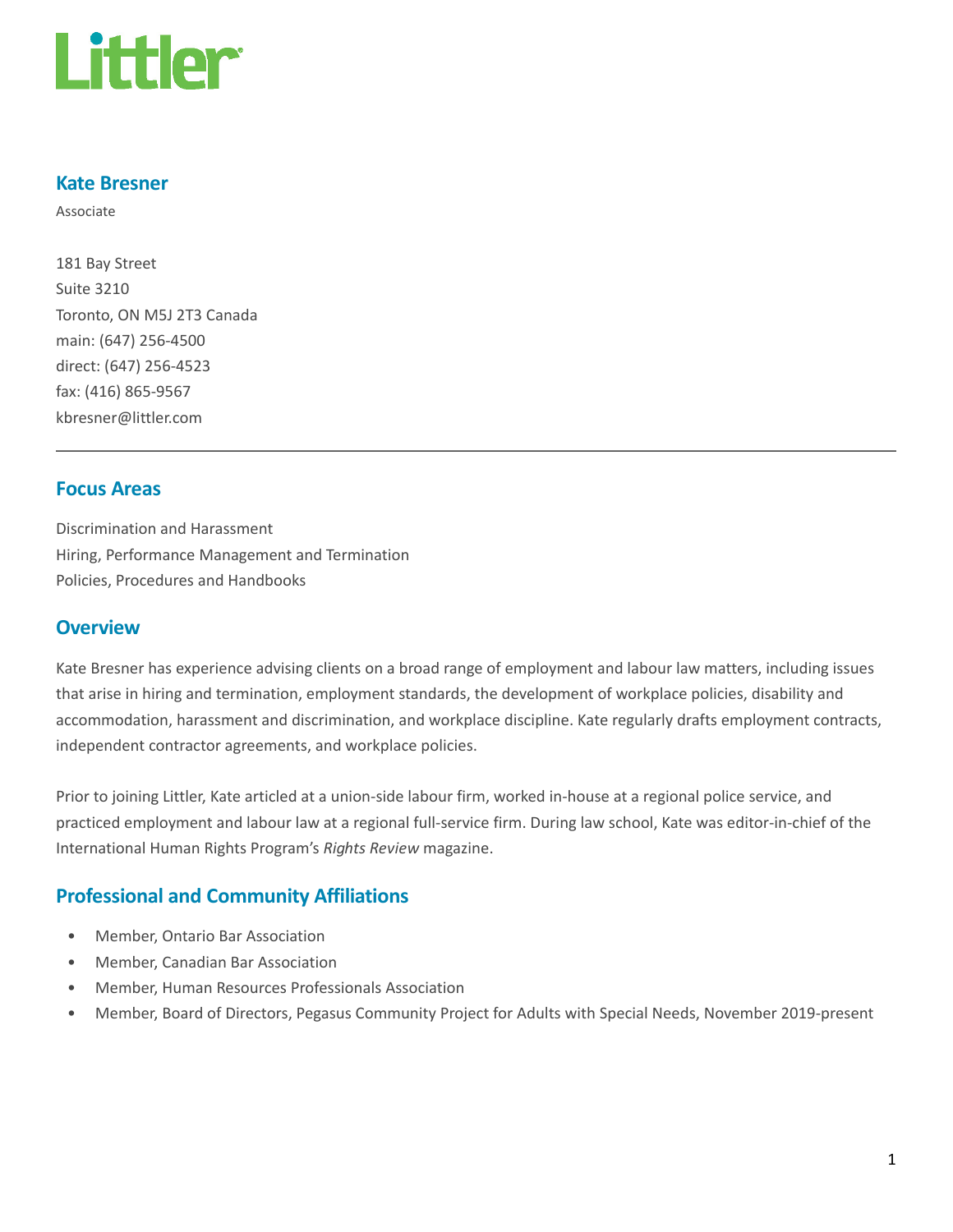Littler

## Kate Bresner

Associate

181 Bay Street
Suite 3210
Toronto, ON M5J 2T3 Canada
main: (647) 256-4500
direct: (647) 256-4523
fax: (416) 865-9567
kbresner@littler.com

---

## Focus Areas

Discrimination and Harassment
Hiring, Performance Management and Termination
Policies, Procedures and Handbooks

## Overview

Kate Bresner has experience advising clients on a broad range of employment and labour law matters, including issues that arise in hiring and termination, employment standards, the development of workplace policies, disability and accommodation, harassment and discrimination, and workplace discipline. Kate regularly drafts employment contracts, independent contractor agreements, and workplace policies.

Prior to joining Littler, Kate articled at a union-side labour firm, worked in-house at a regional police service, and practiced employment and labour law at a regional full-service firm. During law school, Kate was editor-in-chief of the International Human Rights Program's *Rights Review* magazine.

## Professional and Community Affiliations

- Member, Ontario Bar Association
- Member, Canadian Bar Association
- Member, Human Resources Professionals Association
- Member, Board of Directors, Pegasus Community Project for Adults with Special Needs, November 2019-present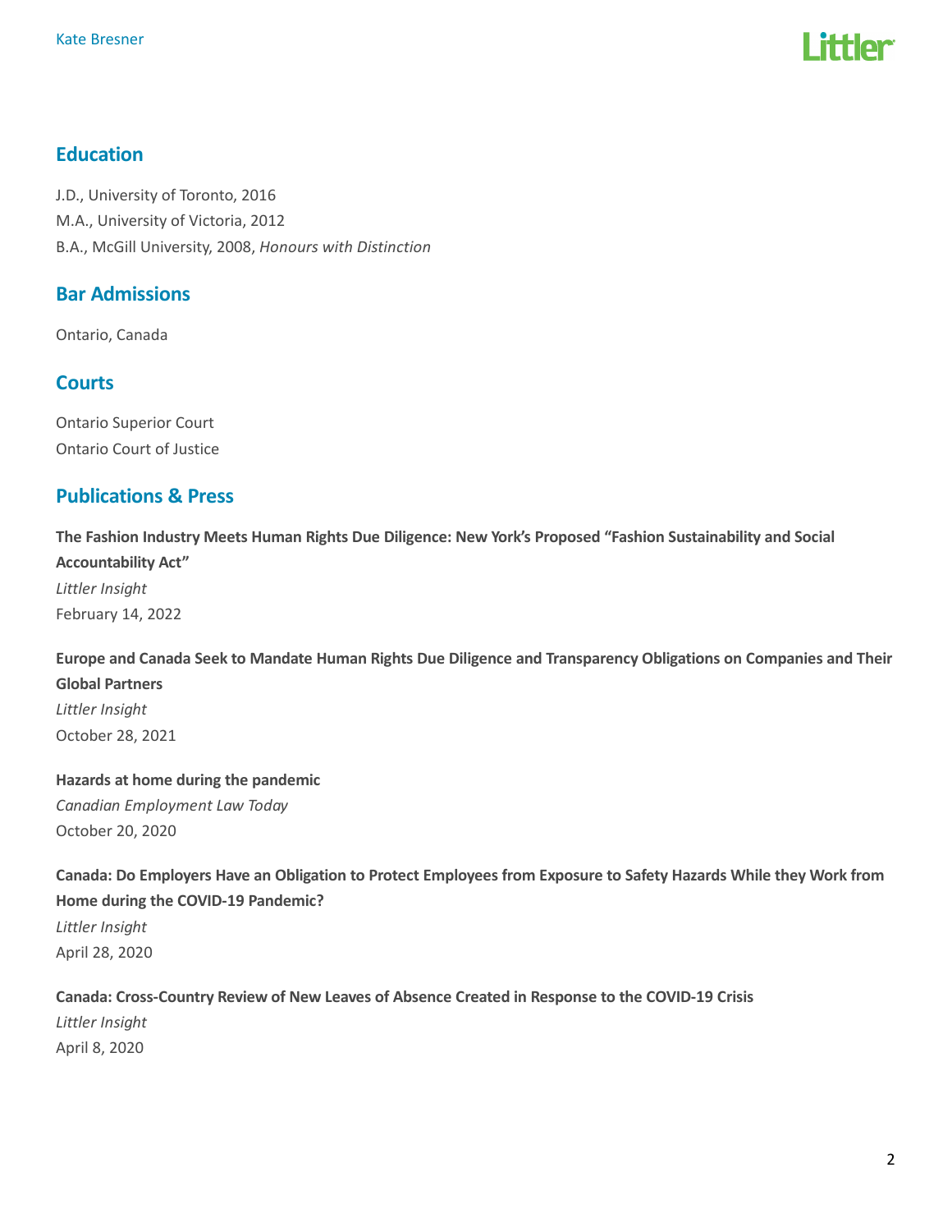## Education

J.D., University of Toronto, 2016
M.A., University of Victoria, 2012
B.A., McGill University, 2008, *Honours with Distinction*

## Bar Admissions

Ontario, Canada

## Courts

Ontario Superior Court
Ontario Court of Justice

## Publications & Press

**The Fashion Industry Meets Human Rights Due Diligence: New York's Proposed "Fashion Sustainability and Social Accountability Act"**
*Littler Insight*
February 14, 2022

**Europe and Canada Seek to Mandate Human Rights Due Diligence and Transparency Obligations on Companies and Their Global Partners**
*Littler Insight*
October 28, 2021

**Hazards at home during the pandemic**
*Canadian Employment Law Today*
October 20, 2020

**Canada: Do Employers Have an Obligation to Protect Employees from Exposure to Safety Hazards While they Work from Home during the COVID-19 Pandemic?**
*Littler Insight*
April 28, 2020

**Canada: Cross-Country Review of New Leaves of Absence Created in Response to the COVID-19 Crisis**
*Littler Insight*
April 8, 2020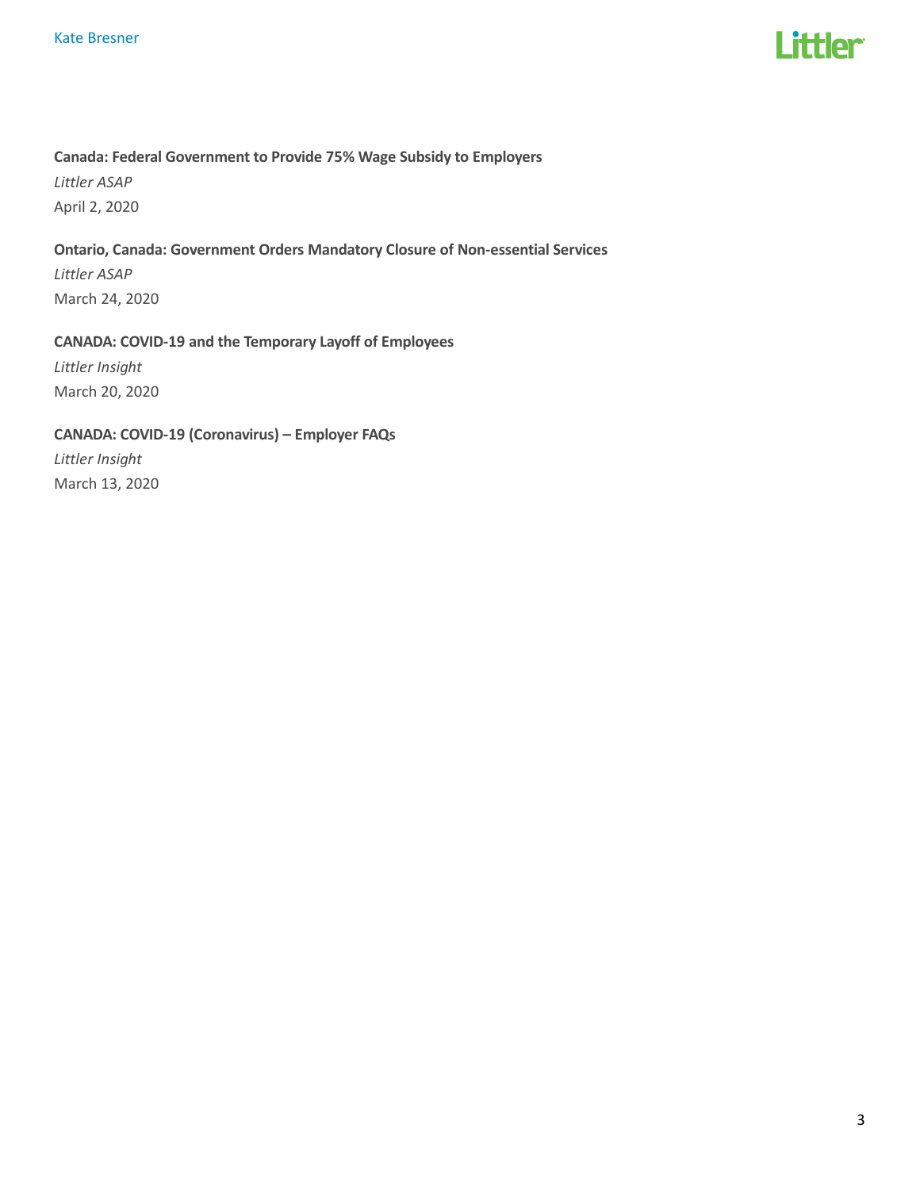**Canada: Federal Government to Provide 75% Wage Subsidy to Employers**
*Littler ASAP*
April 2, 2020

**Ontario, Canada: Government Orders Mandatory Closure of Non-essential Services**
*Littler ASAP*
March 24, 2020

**CANADA: COVID-19 and the Temporary Layoff of Employees**
*Littler Insight*
March 20, 2020

**CANADA: COVID-19 (Coronavirus) – Employer FAQs**
*Littler Insight*
March 13, 2020